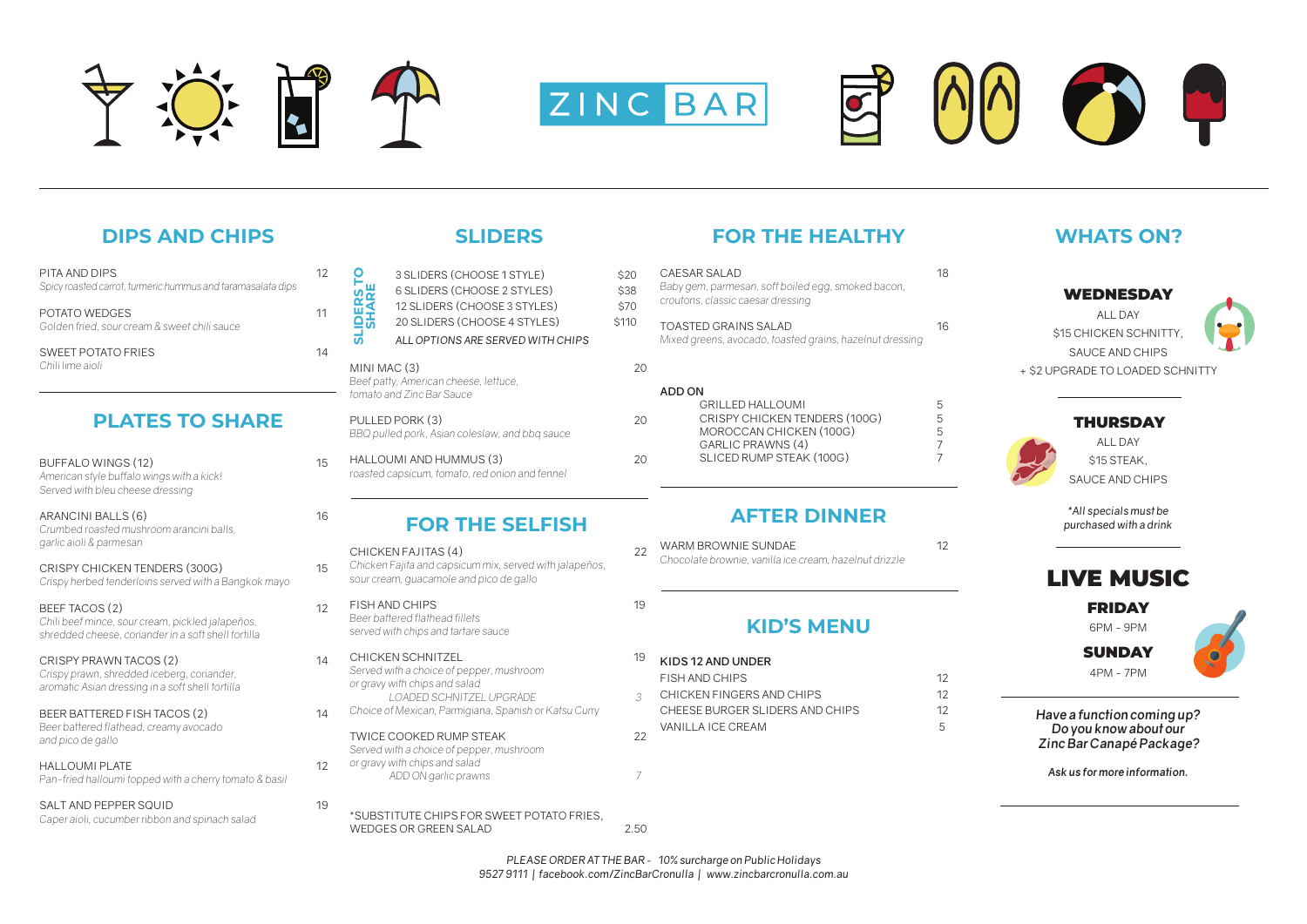# ZINC BAR

## DIPS AND CHIPS

PITA AND DIPS — 12
*Spicy roasted carrot, turmeric hummus and taramasalata dips*

POTATO WEDGES — 11
*Golden fried, sour cream & sweet chili sauce*

SWEET POTATO FRIES — 14
*Chili lime aioli*

## PLATES TO SHARE

BUFFALO WINGS (12) — 15
*American style buffalo wings with a kick! Served with bleu cheese dressing*

ARANCINI BALLS (6) — 16
*Crumbed roasted mushroom arancini balls, garlic aioli & parmesan*

CRISPY CHICKEN TENDERS (300G) — 15
*Crispy herbed tenderloins served with a Bangkok mayo*

BEEF TACOS (2) — 12
*Chili beef mince, sour cream, pickled jalapeños, shredded cheese, coriander in a soft shell tortilla*

CRISPY PRAWN TACOS (2) — 14
*Crispy prawn, shredded iceberg, coriander, aromatic Asian dressing in a soft shell tortilla*

BEER BATTERED FISH TACOS (2) — 14
*Beer battered flathead, creamy avocado and pico de gallo*

HALLOUMI PLATE — 12
*Pan-fried halloumi topped with a cherry tomato & basil*

SALT AND PEPPER SQUID — 19
*Caper aioli, cucumber ribbon and spinach salad*

## SLIDERS

**SLIDERS TO SHARE**

| | |
|---|---|
| 3 SLIDERS (CHOOSE 1 STYLE) | $20 |
| 6 SLIDERS (CHOOSE 2 STYLES) | $38 |
| 12 SLIDERS (CHOOSE 3 STYLES) | $70 |
| 20 SLIDERS (CHOOSE 4 STYLES) | $110 |

*ALL OPTIONS ARE SERVED WITH CHIPS*

MINI MAC (3) — 20
*Beef patty, American cheese, lettuce, tomato and Zinc Bar Sauce*

PULLED PORK (3) — 20
*BBQ pulled pork, Asian coleslaw, and bbq sauce*

HALLOUMI AND HUMMUS (3) — 20
*roasted capsicum, tomato, red onion and fennel*

## FOR THE SELFISH

CHICKEN FAJITAS (4) — 22
*Chicken Fajita and capsicum mix, served with jalapeños, sour cream, guacamole and pico de gallo*

FISH AND CHIPS — 19
*Beer battered flathead fillets served with chips and tartare sauce*

CHICKEN SCHNITZEL — 19
*Served with a choice of pepper, mushroom or gravy with chips and salad*
*LOADED SCHNITZEL UPGRADE* — *3*
*Choice of Mexican, Parmigiana, Spanish or Katsu Curry*

TWICE COOKED RUMP STEAK — 22
*Served with a choice of pepper, mushroom or gravy with chips and salad*
*ADD ON garlic prawns* — *7*

*SUBSTITUTE CHIPS FOR SWEET POTATO FRIES, WEDGES OR GREEN SALAD — 2.50

## FOR THE HEALTHY

CAESAR SALAD — 18
*Baby gem, parmesan, soft boiled egg, smoked bacon, croutons, classic caesar dressing*

TOASTED GRAINS SALAD — 16
*Mixed greens, avocado, toasted grains, hazelnut dressing*

**ADD ON**

| | |
|---|---|
| GRILLED HALLOUMI | 5 |
| CRISPY CHICKEN TENDERS (100G) | 5 |
| MOROCCAN CHICKEN (100G) | 5 |
| GARLIC PRAWNS (4) | 7 |
| SLICED RUMP STEAK (100G) | 7 |

## AFTER DINNER

WARM BROWNIE SUNDAE — 12
*Chocolate brownie, vanilla ice cream, hazelnut drizzle*

## KID'S MENU

**KIDS 12 AND UNDER**

| | |
|---|---|
| FISH AND CHIPS | 12 |
| CHICKEN FINGERS AND CHIPS | 12 |
| CHEESE BURGER SLIDERS AND CHIPS | 12 |
| VANILLA ICE CREAM | 5 |

## WHATS ON?

### WEDNESDAY

ALL DAY
$15 CHICKEN SCHNITTY, SAUCE AND CHIPS
+ $2 UPGRADE TO LOADED SCHNITTY

### THURSDAY

ALL DAY
$15 STEAK, SAUCE AND CHIPS

*\*All specials must be purchased with a drink*

## LIVE MUSIC

**FRIDAY**
6PM - 9PM

**SUNDAY**
4PM - 7PM

***Have a function coming up? Do you know about our Zinc Bar Canapé Package?***

***Ask us for more information.***

*PLEASE ORDER AT THE BAR - 10% surcharge on Public Holidays*
*9527 9111 | facebook.com/ZincBarCronulla | www.zincbarcronulla.com.au*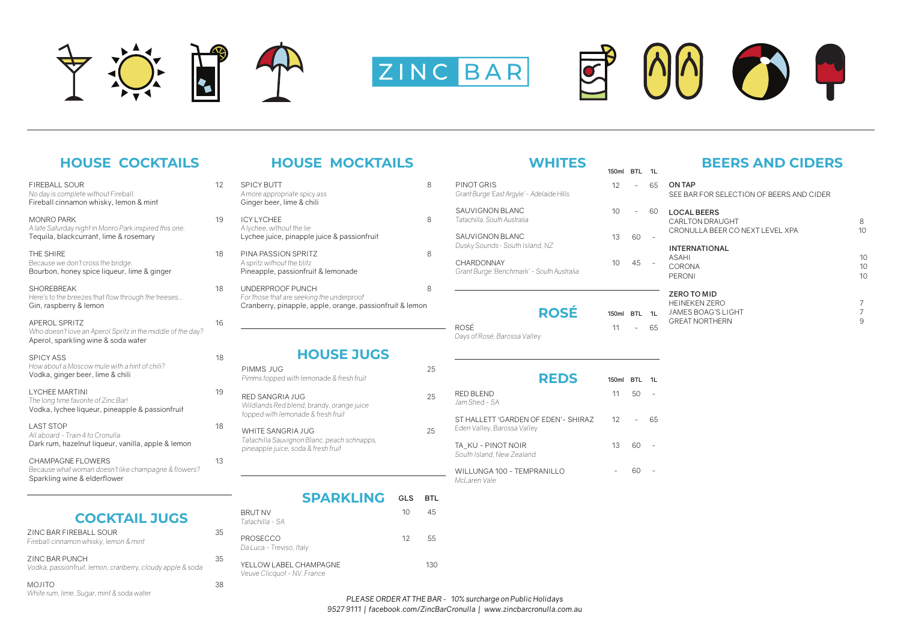# ZINC BAR

## HOUSE COCKTAILS

**FIREBALL SOUR** — 12
*No day is complete without Fireball.*
Fireball cinnamon whisky, lemon & mint

**MONRO PARK** — 19
*A late Saturday night in Monro Park inspired this one.*
Tequila, blackcurrant, lime & rosemary

**THE SHIRE** — 18
*Because we don't cross the bridge.*
Bourbon, honey spice liqueur, lime & ginger

**SHOREBREAK** — 18
*Here's to the breezes that flow through the treeses...*
Gin, raspberry & lemon

**APEROL SPRITZ** — 16
*Who doesn't love an Aperol Spritz in the middle of the day?*
Aperol, sparkling wine & soda water

**SPICY ASS** — 18
*How about a Moscow mule with a hint of chili?*
Vodka, ginger beer, lime & chili

**LYCHEE MARTINI** — 19
*The long time favorite of Zinc Bar!*
Vodka, lychee liqueur, pineapple & passionfruit

**LAST STOP** — 18
*All aboard - Train 4 to Cronulla.*
Dark rum, hazelnut liqueur, vanilla, apple & lemon

**CHAMPAGNE FLOWERS** — 13
*Because what woman doesn't like champagne & flowers?*
Sparkling wine & elderflower

## COCKTAIL JUGS

**ZINC BAR FIREBALL SOUR** — 35
*Fireball cinnamon whisky, lemon & mint*

**ZINC BAR PUNCH** — 35
*Vodka, passionfruit, lemon, cranberry, cloudy apple & soda*

**MOJITO** — 38
*White rum, lime, Sugar, mint & soda water*

## HOUSE MOCKTAILS

**SPICY BUTT** — 8
*A more appropriate spicy ass*
Ginger beer, lime & chili

**ICY LYCHEE** — 8
*A lychee, without the lie*
Lychee juice, pinapple juice & passionfruit

**PINA PASSION SPRITZ** — 8
*A spritz without the blitz*
Pineapple, passionfruit & lemonade

**UNDERPROOF PUNCH** — 8
*For those that are seeking the underproof*
Cranberry, pinapple, apple, orange, passionfruit & lemon

## HOUSE JUGS

**PIMMS JUG** — 25
*Pimms topped with lemonade & fresh fruit*

**RED SANGRIA JUG** — 25
*Wildlands Red blend, brandy, orange juice topped with lemonade & fresh fruit*

**WHITE SANGRIA JUG** — 25
*Tatachilla Sauvignon Blanc, peach schnapps, pineapple juice, soda & fresh fruit*

## SPARKLING

| | GLS | BTL |
|---|---|---|
| BRUT NV<br>*Tatachilla - SA* | 10 | 45 |
| PROSECCO<br>*Da Luca - Treviso, Italy* | 12 | 55 |
| YELLOW LABEL CHAMPAGNE<br>*Veuve Clicquot - NV, France* | | 130 |

## WHITES

| | 150ml | BTL | 1L |
|---|---|---|---|
| PINOT GRIS<br>*Grant Burge 'East Argyle' - Adelaide Hills* | 12 | - | 65 |
| SAUVIGNON BLANC<br>*Tatachilla, South Australia* | 10 | - | 60 |
| SAUVIGNON BLANC<br>*Dusky Sounds - South Island, NZ* | 13 | 60 | - |
| CHARDONNAY<br>*Grant Burge 'Benchmark' - South Australia* | 10 | 45 | - |

## ROSÉ

| | 150ml | BTL | 1L |
|---|---|---|---|
| ROSÉ<br>*Days of Rosé, Barossa Valley* | 11 | - | 65 |

## REDS

| | 150ml | BTL | 1L |
|---|---|---|---|
| RED BLEND<br>*Jam Shed - SA* | 11 | 50 | - |
| ST HALLETT 'GARDEN OF EDEN'- SHIRAZ<br>*Eden Valley, Barossa Valley* | 12 | - | 65 |
| TA_KU - PINOT NOIR<br>*South Island, New Zealand* | 13 | 60 | - |
| WILLUNGA 100 - TEMPRANILLO<br>*McLaren Vale* | - | 60 | - |

## BEERS AND CIDERS

**ON TAP**
SEE BAR FOR SELECTION OF BEERS AND CIDER

**LOCAL BEERS**

| | |
|---|---|
| CARLTON DRAUGHT | 8 |
| CRONULLA BEER CO NEXT LEVEL XPA | 10 |

**INTERNATIONAL**

| | |
|---|---|
| ASAHI | 10 |
| CORONA | 10 |
| PERONI | 10 |

**ZERO TO MID**

| | |
|---|---|
| HEINEKEN ZERO | 7 |
| JAMES BOAG'S LIGHT | 7 |
| GREAT NORTHERN | 9 |

*PLEASE ORDER AT THE BAR - 10% surcharge on Public Holidays*
*9527 9111 | facebook.com/ZincBarCronulla | www.zincbarcronulla.com.au*